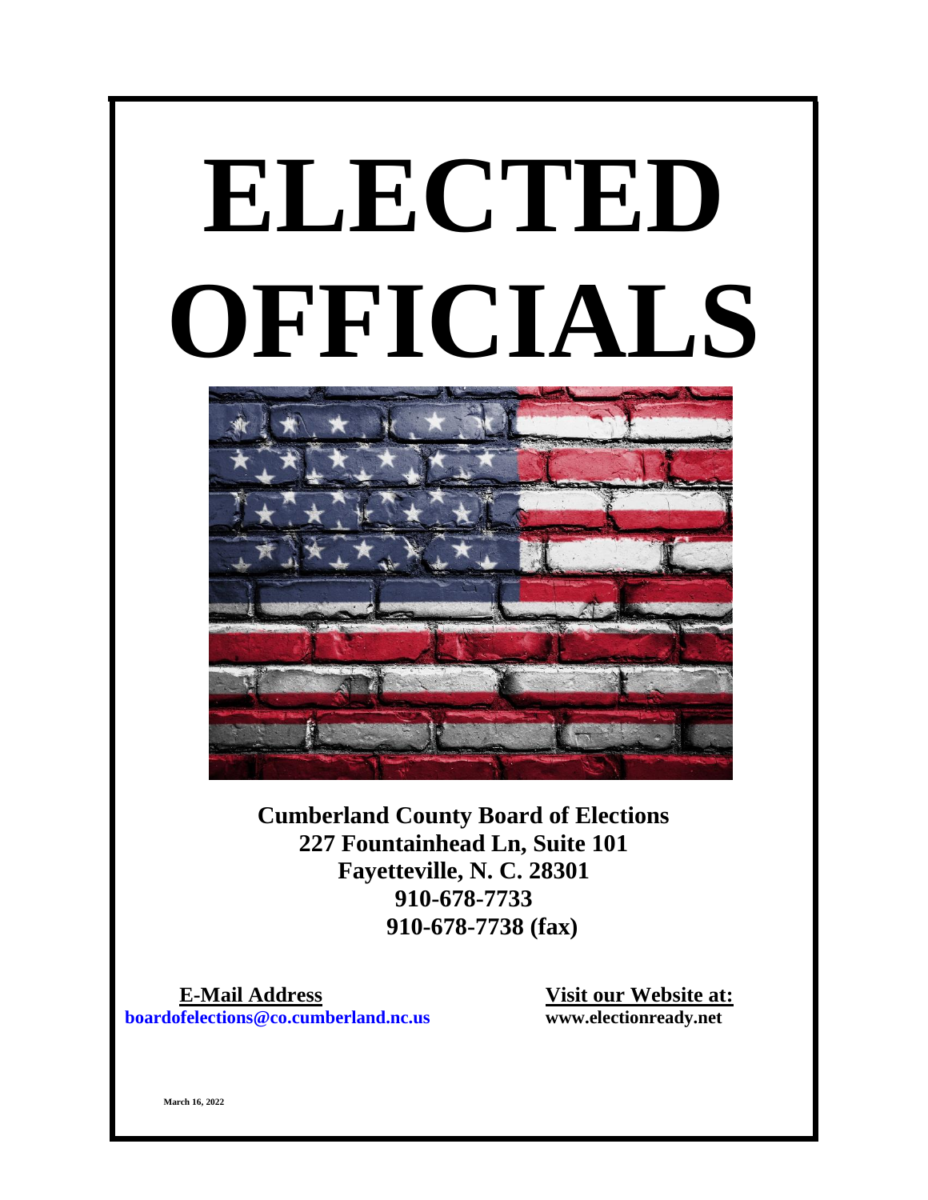# ELECTED OFFICIALS

**Cumberland County Board of Elections**
**227 Fountainhead Ln, Suite 101**
**Fayetteville, N. C. 28301**
**910-678-7733**
**910-678-7738 (fax)**

**E-Mail Address**
**boardofelections@co.cumberland.nc.us**

**Visit our Website at:**
**www.electionready.net**

March 16, 2022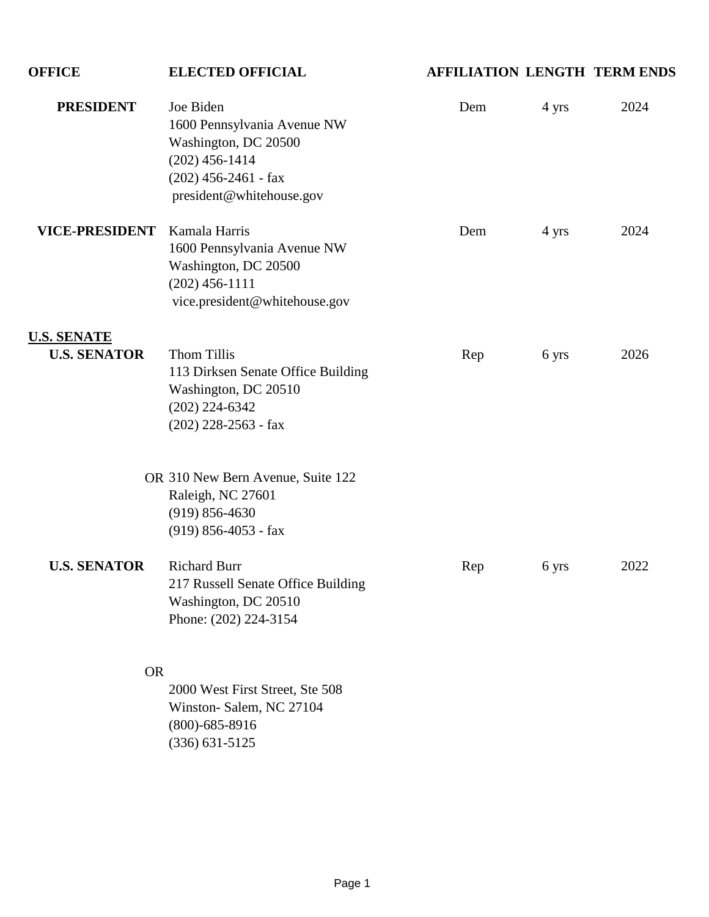| OFFICE | ELECTED OFFICIAL | AFFILIATION | LENGTH | TERM ENDS |
|---|---|---|---|---|
| **PRESIDENT** | Joe Biden<br>1600 Pennsylvania Avenue NW<br>Washington, DC 20500<br>(202) 456-1414<br>(202) 456-2461 - fax<br>president@whitehouse.gov | Dem | 4 yrs | 2024 |
| **VICE-PRESIDENT** | Kamala Harris<br>1600 Pennsylvania Avenue NW<br>Washington, DC 20500<br>(202) 456-1111<br>vice.president@whitehouse.gov | Dem | 4 yrs | 2024 |
| **<u>U.S. SENATE</u>** | | | | |
| **U.S. SENATOR** | Thom Tillis<br>113 Dirksen Senate Office Building<br>Washington, DC 20510<br>(202) 224-6342<br>(202) 228-2563 - fax | Rep | 6 yrs | 2026 |
| OR | 310 New Bern Avenue, Suite 122<br>Raleigh, NC 27601<br>(919) 856-4630<br>(919) 856-4053 - fax | | | |
| **U.S. SENATOR** | Richard Burr<br>217 Russell Senate Office Building<br>Washington, DC 20510<br>Phone: (202) 224-3154 | Rep | 6 yrs | 2022 |
| OR | 2000 West First Street, Ste 508<br>Winston- Salem, NC 27104<br>(800)-685-8916<br>(336) 631-5125 | | | |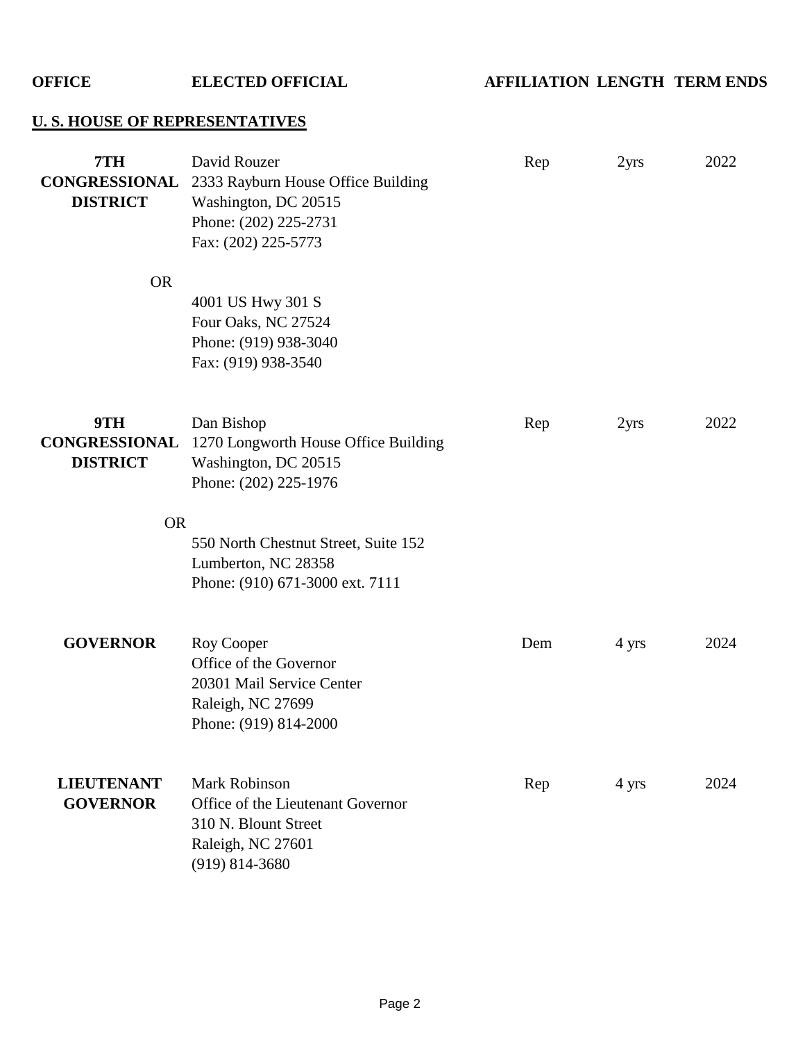| OFFICE | ELECTED OFFICIAL | AFFILIATION | LENGTH | TERM ENDS |
|---|---|---|---|---|
| **U. S. HOUSE OF REPRESENTATIVES** | | | | |
| **7TH CONGRESSIONAL DISTRICT** | David Rouzer<br>2333 Rayburn House Office Building<br>Washington, DC 20515<br>Phone: (202) 225-2731<br>Fax: (202) 225-5773 | Rep | 2yrs | 2022 |
| OR | 4001 US Hwy 301 S<br>Four Oaks, NC 27524<br>Phone: (919) 938-3040<br>Fax: (919) 938-3540 | | | |
| **9TH CONGRESSIONAL DISTRICT** | Dan Bishop<br>1270 Longworth House Office Building<br>Washington, DC 20515<br>Phone: (202) 225-1976 | Rep | 2yrs | 2022 |
| OR | 550 North Chestnut Street, Suite 152<br>Lumberton, NC 28358<br>Phone: (910) 671-3000 ext. 7111 | | | |
| **GOVERNOR** | Roy Cooper<br>Office of the Governor<br>20301 Mail Service Center<br>Raleigh, NC 27699<br>Phone: (919) 814-2000 | Dem | 4 yrs | 2024 |
| **LIEUTENANT GOVERNOR** | Mark Robinson<br>Office of the Lieutenant Governor<br>310 N. Blount Street<br>Raleigh, NC 27601<br>(919) 814-3680 | Rep | 4 yrs | 2024 |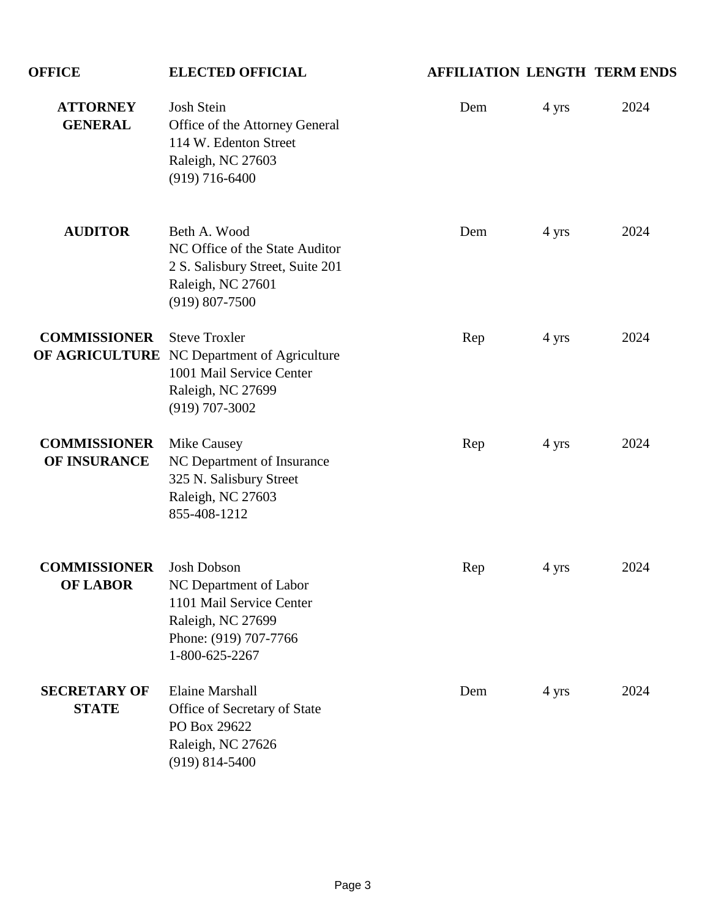| OFFICE | ELECTED OFFICIAL | AFFILIATION | LENGTH | TERM ENDS |
|---|---|---|---|---|
| **ATTORNEY GENERAL** | Josh Stein<br>Office of the Attorney General<br>114 W. Edenton Street<br>Raleigh, NC 27603<br>(919) 716-6400 | Dem | 4 yrs | 2024 |
| **AUDITOR** | Beth A. Wood<br>NC Office of the State Auditor<br>2 S. Salisbury Street, Suite 201<br>Raleigh, NC 27601<br>(919) 807-7500 | Dem | 4 yrs | 2024 |
| **COMMISSIONER OF AGRICULTURE** | Steve Troxler<br>NC Department of Agriculture<br>1001 Mail Service Center<br>Raleigh, NC 27699<br>(919) 707-3002 | Rep | 4 yrs | 2024 |
| **COMMISSIONER OF INSURANCE** | Mike Causey<br>NC Department of Insurance<br>325 N. Salisbury Street<br>Raleigh, NC 27603<br>855-408-1212 | Rep | 4 yrs | 2024 |
| **COMMISSIONER OF LABOR** | Josh Dobson<br>NC Department of Labor<br>1101 Mail Service Center<br>Raleigh, NC 27699<br>Phone: (919) 707-7766<br>1-800-625-2267 | Rep | 4 yrs | 2024 |
| **SECRETARY OF STATE** | Elaine Marshall<br>Office of Secretary of State<br>PO Box 29622<br>Raleigh, NC 27626<br>(919) 814-5400 | Dem | 4 yrs | 2024 |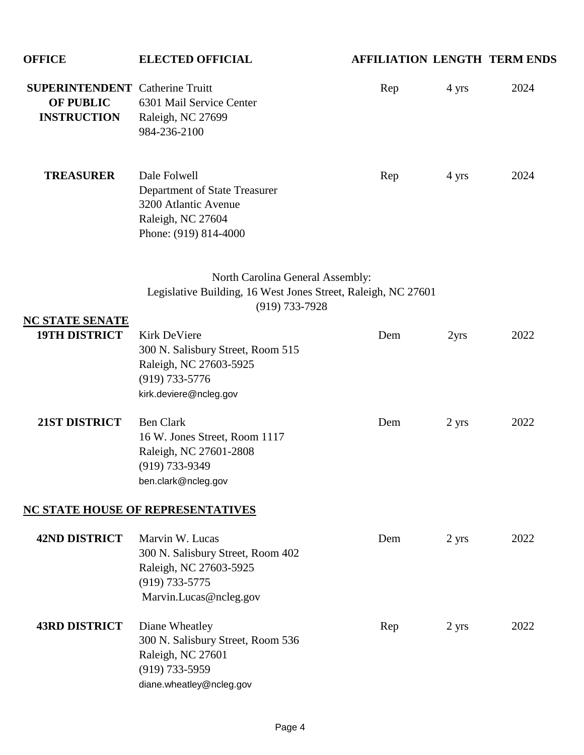| OFFICE | ELECTED OFFICIAL | AFFILIATION | LENGTH | TERM ENDS |
|---|---|---|---|---|
| **SUPERINTENDENT OF PUBLIC INSTRUCTION** | Catherine Truitt<br>6301 Mail Service Center<br>Raleigh, NC 27699<br>984-236-2100 | Rep | 4 yrs | 2024 |
| **TREASURER** | Dale Folwell<br>Department of State Treasurer<br>3200 Atlantic Avenue<br>Raleigh, NC 27604<br>Phone: (919) 814-4000 | Rep | 4 yrs | 2024 |

North Carolina General Assembly:
Legislative Building, 16 West Jones Street, Raleigh, NC 27601
(919) 733-7928

**NC STATE SENATE**

| OFFICE | ELECTED OFFICIAL | AFFILIATION | LENGTH | TERM ENDS |
|---|---|---|---|---|
| **19TH DISTRICT** | Kirk DeViere<br>300 N. Salisbury Street, Room 515<br>Raleigh, NC 27603-5925<br>(919) 733-5776<br>kirk.deviere@ncleg.gov | Dem | 2yrs | 2022 |
| **21ST DISTRICT** | Ben Clark<br>16 W. Jones Street, Room 1117<br>Raleigh, NC 27601-2808<br>(919) 733-9349<br>ben.clark@ncleg.gov | Dem | 2 yrs | 2022 |

**NC STATE HOUSE OF REPRESENTATIVES**

| OFFICE | ELECTED OFFICIAL | AFFILIATION | LENGTH | TERM ENDS |
|---|---|---|---|---|
| **42ND DISTRICT** | Marvin W. Lucas<br>300 N. Salisbury Street, Room 402<br>Raleigh, NC 27603-5925<br>(919) 733-5775<br>Marvin.Lucas@ncleg.gov | Dem | 2 yrs | 2022 |
| **43RD DISTRICT** | Diane Wheatley<br>300 N. Salisbury Street, Room 536<br>Raleigh, NC 27601<br>(919) 733-5959<br>diane.wheatley@ncleg.gov | Rep | 2 yrs | 2022 |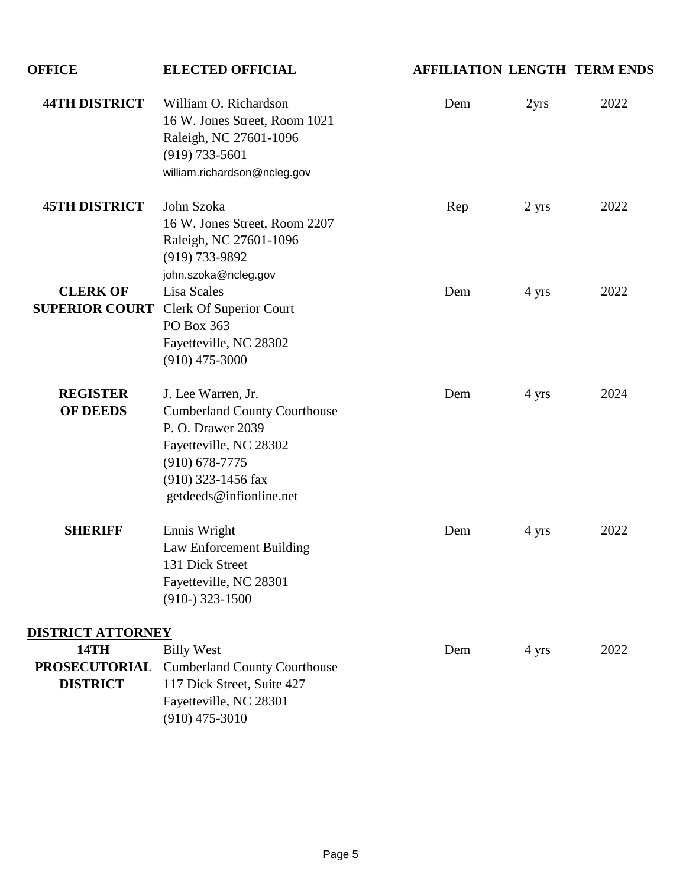| OFFICE | ELECTED OFFICIAL | AFFILIATION | LENGTH | TERM ENDS |
|---|---|---|---|---|
| 44TH DISTRICT | William O. Richardson<br>16 W. Jones Street, Room 1021<br>Raleigh, NC 27601-1096<br>(919) 733-5601<br>william.richardson@ncleg.gov | Dem | 2yrs | 2022 |
| 45TH DISTRICT | John Szoka<br>16 W. Jones Street, Room 2207<br>Raleigh, NC 27601-1096<br>(919) 733-9892<br>john.szoka@ncleg.gov | Rep | 2 yrs | 2022 |
| CLERK OF SUPERIOR COURT | Lisa Scales<br>Clerk Of Superior Court<br>PO Box 363<br>Fayetteville, NC 28302<br>(910) 475-3000 | Dem | 4 yrs | 2022 |
| REGISTER OF DEEDS | J. Lee Warren, Jr.<br>Cumberland County Courthouse<br>P. O. Drawer 2039<br>Fayetteville, NC 28302<br>(910) 678-7775<br>(910) 323-1456 fax<br>getdeeds@infionline.net | Dem | 4 yrs | 2024 |
| SHERIFF | Ennis Wright<br>Law Enforcement Building<br>131 Dick Street<br>Fayetteville, NC 28301<br>(910-) 323-1500 | Dem | 4 yrs | 2022 |
| **DISTRICT ATTORNEY** | | | | |
| 14TH PROSECUTORIAL DISTRICT | Billy West<br>Cumberland County Courthouse<br>117 Dick Street, Suite 427<br>Fayetteville, NC 28301<br>(910) 475-3010 | Dem | 4 yrs | 2022 |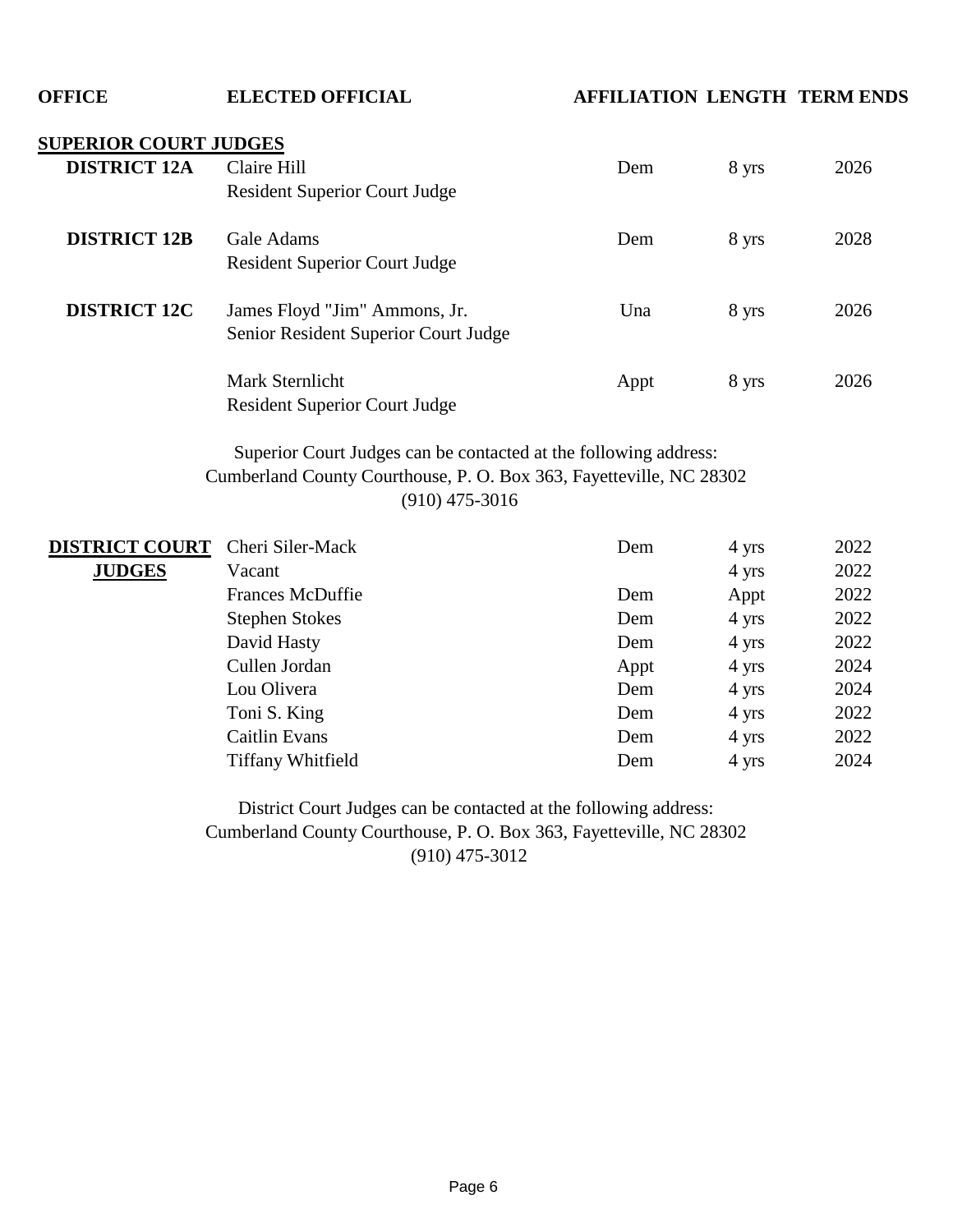| OFFICE | ELECTED OFFICIAL | AFFILIATION | LENGTH | TERM ENDS |
|---|---|---|---|---|
| **SUPERIOR COURT JUDGES** | | | | |
| **DISTRICT 12A** | Claire Hill<br>Resident Superior Court Judge | Dem | 8 yrs | 2026 |
| **DISTRICT 12B** | Gale Adams<br>Resident Superior Court Judge | Dem | 8 yrs | 2028 |
| **DISTRICT 12C** | James Floyd "Jim" Ammons, Jr.<br>Senior Resident Superior Court Judge | Una | 8 yrs | 2026 |
| | Mark Sternlicht<br>Resident Superior Court Judge | Appt | 8 yrs | 2026 |

Superior Court Judges can be contacted at the following address:
Cumberland County Courthouse, P. O. Box 363, Fayetteville, NC 28302
(910) 475-3016

| OFFICE | ELECTED OFFICIAL | AFFILIATION | LENGTH | TERM ENDS |
|---|---|---|---|---|
| **DISTRICT COURT JUDGES** | Cheri Siler-Mack | Dem | 4 yrs | 2022 |
| | Vacant | | 4 yrs | 2022 |
| | Frances McDuffie | Dem | Appt | 2022 |
| | Stephen Stokes | Dem | 4 yrs | 2022 |
| | David Hasty | Dem | 4 yrs | 2022 |
| | Cullen Jordan | Appt | 4 yrs | 2024 |
| | Lou Olivera | Dem | 4 yrs | 2024 |
| | Toni S. King | Dem | 4 yrs | 2022 |
| | Caitlin Evans | Dem | 4 yrs | 2022 |
| | Tiffany Whitfield | Dem | 4 yrs | 2024 |

District Court Judges can be contacted at the following address:
Cumberland County Courthouse, P. O. Box 363, Fayetteville, NC 28302
(910) 475-3012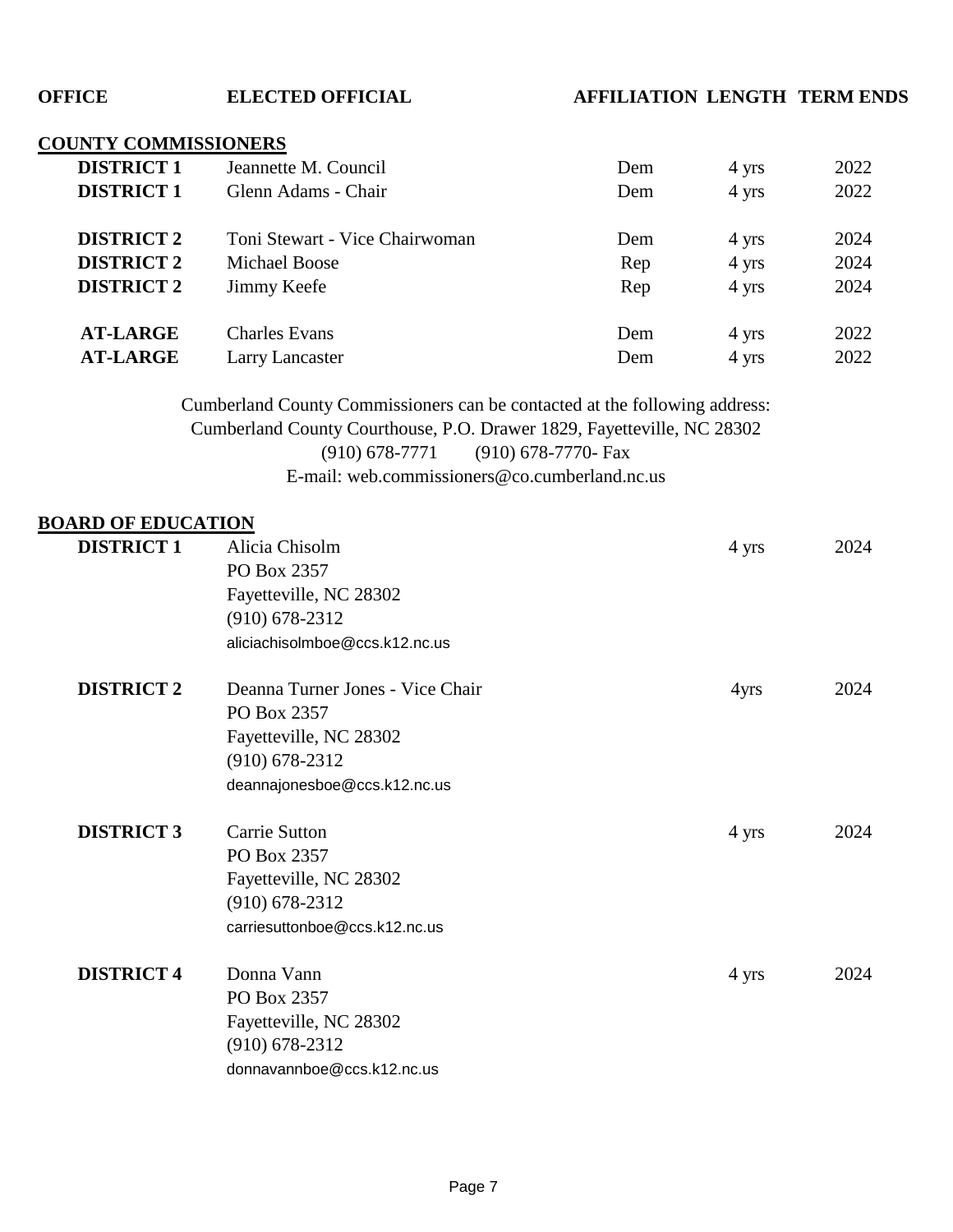| OFFICE | ELECTED OFFICIAL | AFFILIATION | LENGTH | TERM ENDS |
|---|---|---|---|---|
| **COUNTY COMMISSIONERS** | | | | |
| **DISTRICT 1** | Jeannette M. Council | Dem | 4 yrs | 2022 |
| **DISTRICT 1** | Glenn Adams - Chair | Dem | 4 yrs | 2022 |
| **DISTRICT 2** | Toni Stewart - Vice Chairwoman | Dem | 4 yrs | 2024 |
| **DISTRICT 2** | Michael Boose | Rep | 4 yrs | 2024 |
| **DISTRICT 2** | Jimmy Keefe | Rep | 4 yrs | 2024 |
| **AT-LARGE** | Charles Evans | Dem | 4 yrs | 2022 |
| **AT-LARGE** | Larry Lancaster | Dem | 4 yrs | 2022 |

Cumberland County Commissioners can be contacted at the following address:
Cumberland County Courthouse, P.O. Drawer 1829, Fayetteville, NC 28302
(910) 678-7771 (910) 678-7770- Fax
E-mail: web.commissioners@co.cumberland.nc.us

| OFFICE | ELECTED OFFICIAL | AFFILIATION | LENGTH | TERM ENDS |
|---|---|---|---|---|
| **BOARD OF EDUCATION** | | | | |
| **DISTRICT 1** | Alicia Chisolm<br>PO Box 2357<br>Fayetteville, NC 28302<br>(910) 678-2312<br>aliciachisolmboe@ccs.k12.nc.us | | 4 yrs | 2024 |
| **DISTRICT 2** | Deanna Turner Jones - Vice Chair<br>PO Box 2357<br>Fayetteville, NC 28302<br>(910) 678-2312<br>deannajonesboe@ccs.k12.nc.us | | 4yrs | 2024 |
| **DISTRICT 3** | Carrie Sutton<br>PO Box 2357<br>Fayetteville, NC 28302<br>(910) 678-2312<br>carriesuttonboe@ccs.k12.nc.us | | 4 yrs | 2024 |
| **DISTRICT 4** | Donna Vann<br>PO Box 2357<br>Fayetteville, NC 28302<br>(910) 678-2312<br>donnavannboe@ccs.k12.nc.us | | 4 yrs | 2024 |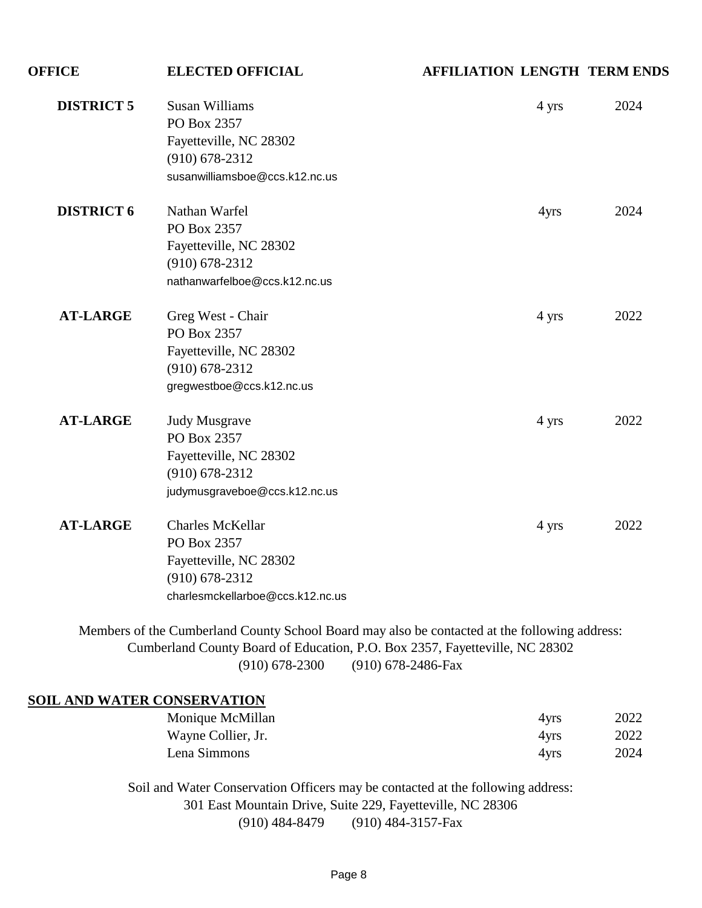| OFFICE | ELECTED OFFICIAL | AFFILIATION | LENGTH | TERM ENDS |
|---|---|---|---|---|
| **DISTRICT 5** | Susan Williams<br>PO Box 2357<br>Fayetteville, NC 28302<br>(910) 678-2312<br>susanwilliamsboe@ccs.k12.nc.us | | 4 yrs | 2024 |
| **DISTRICT 6** | Nathan Warfel<br>PO Box 2357<br>Fayetteville, NC 28302<br>(910) 678-2312<br>nathanwarfelboe@ccs.k12.nc.us | | 4yrs | 2024 |
| **AT-LARGE** | Greg West - Chair<br>PO Box 2357<br>Fayetteville, NC 28302<br>(910) 678-2312<br>gregwestboe@ccs.k12.nc.us | | 4 yrs | 2022 |
| **AT-LARGE** | Judy Musgrave<br>PO Box 2357<br>Fayetteville, NC 28302<br>(910) 678-2312<br>judymusgraveboe@ccs.k12.nc.us | | 4 yrs | 2022 |
| **AT-LARGE** | Charles McKellar<br>PO Box 2357<br>Fayetteville, NC 28302<br>(910) 678-2312<br>charlesmckellarboe@ccs.k12.nc.us | | 4 yrs | 2022 |

Members of the Cumberland County School Board may also be contacted at the following address:
Cumberland County Board of Education, P.O. Box 2357, Fayetteville, NC 28302
(910) 678-2300 (910) 678-2486-Fax

## SOIL AND WATER CONSERVATION

| ELECTED OFFICIAL | LENGTH | TERM ENDS |
|---|---|---|
| Monique McMillan | 4yrs | 2022 |
| Wayne Collier, Jr. | 4yrs | 2022 |
| Lena Simmons | 4yrs | 2024 |

Soil and Water Conservation Officers may be contacted at the following address:
301 East Mountain Drive, Suite 229, Fayetteville, NC 28306
(910) 484-8479 (910) 484-3157-Fax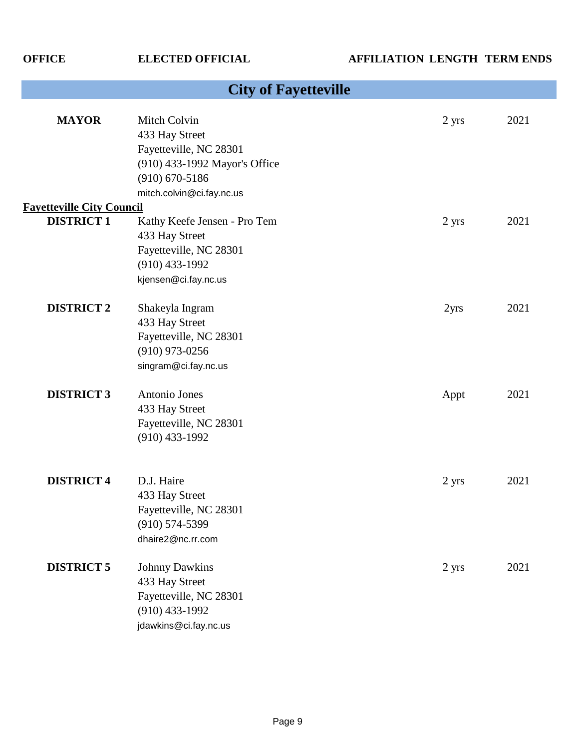| OFFICE | ELECTED OFFICIAL | AFFILIATION | LENGTH | TERM ENDS |
|---|---|---|---|---|

## City of Fayetteville

| OFFICE | ELECTED OFFICIAL | AFFILIATION | LENGTH | TERM ENDS |
|---|---|---|---|---|
| **MAYOR** | Mitch Colvin<br>433 Hay Street<br>Fayetteville, NC 28301<br>(910) 433-1992 Mayor's Office<br>(910) 670-5186<br>mitch.colvin@ci.fay.nc.us | | 2 yrs | 2021 |
| **Fayetteville City Council** | | | | |
| **DISTRICT 1** | Kathy Keefe Jensen - Pro Tem<br>433 Hay Street<br>Fayetteville, NC 28301<br>(910) 433-1992<br>kjensen@ci.fay.nc.us | | 2 yrs | 2021 |
| **DISTRICT 2** | Shakeyla Ingram<br>433 Hay Street<br>Fayetteville, NC 28301<br>(910) 973-0256<br>singram@ci.fay.nc.us | | 2yrs | 2021 |
| **DISTRICT 3** | Antonio Jones<br>433 Hay Street<br>Fayetteville, NC 28301<br>(910) 433-1992 | | Appt | 2021 |
| **DISTRICT 4** | D.J. Haire<br>433 Hay Street<br>Fayetteville, NC 28301<br>(910) 574-5399<br>dhaire2@nc.rr.com | | 2 yrs | 2021 |
| **DISTRICT 5** | Johnny Dawkins<br>433 Hay Street<br>Fayetteville, NC 28301<br>(910) 433-1992<br>jdawkins@ci.fay.nc.us | | 2 yrs | 2021 |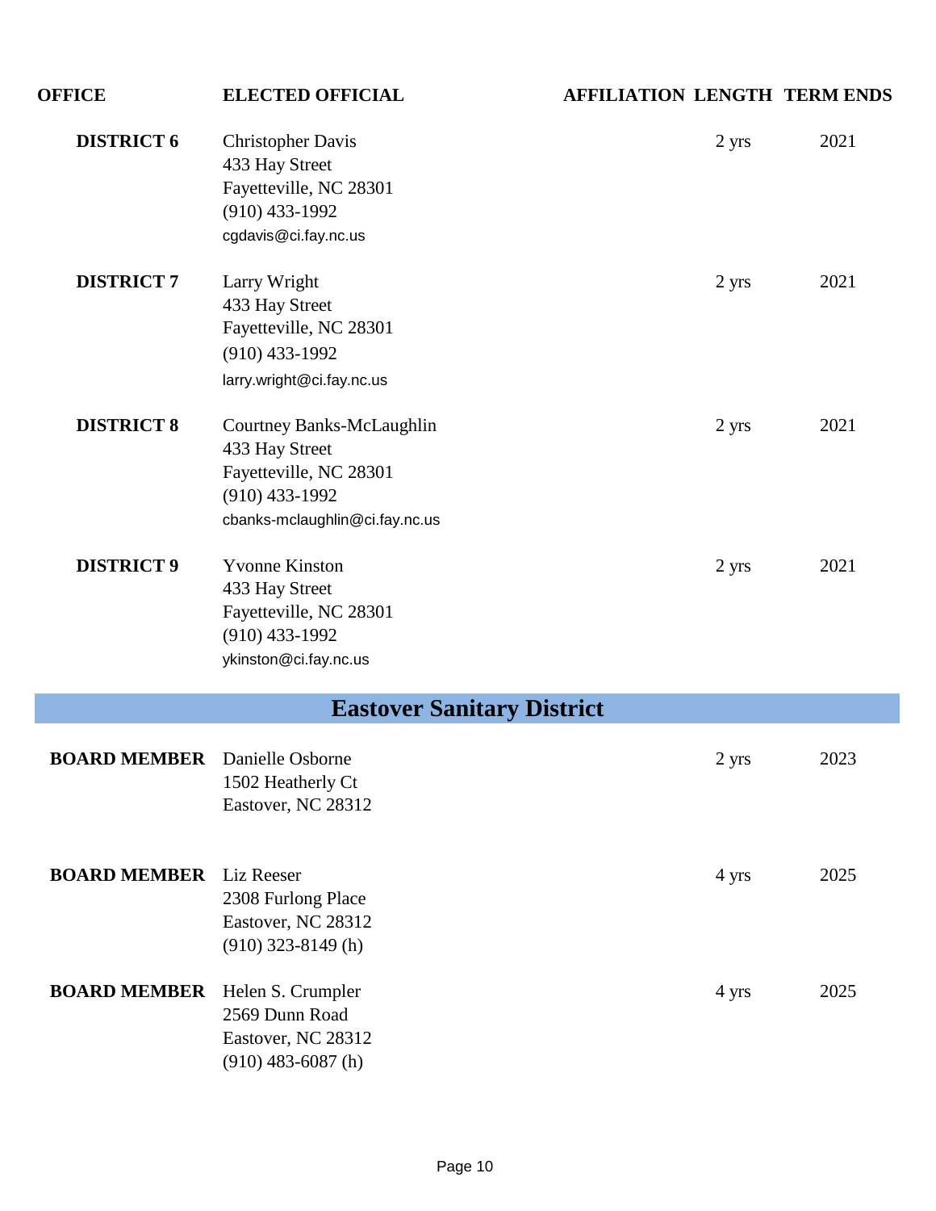| OFFICE | ELECTED OFFICIAL | AFFILIATION | LENGTH | TERM ENDS |
|---|---|---|---|---|
| **DISTRICT 6** | Christopher Davis<br>433 Hay Street<br>Fayetteville, NC 28301<br>(910) 433-1992<br>cgdavis@ci.fay.nc.us | | 2 yrs | 2021 |
| **DISTRICT 7** | Larry Wright<br>433 Hay Street<br>Fayetteville, NC 28301<br>(910) 433-1992<br>larry.wright@ci.fay.nc.us | | 2 yrs | 2021 |
| **DISTRICT 8** | Courtney Banks-McLaughlin<br>433 Hay Street<br>Fayetteville, NC 28301<br>(910) 433-1992<br>cbanks-mclaughlin@ci.fay.nc.us | | 2 yrs | 2021 |
| **DISTRICT 9** | Yvonne Kinston<br>433 Hay Street<br>Fayetteville, NC 28301<br>(910) 433-1992<br>ykinston@ci.fay.nc.us | | 2 yrs | 2021 |

## Eastover Sanitary District

| OFFICE | ELECTED OFFICIAL | AFFILIATION | LENGTH | TERM ENDS |
|---|---|---|---|---|
| **BOARD MEMBER** | Danielle Osborne<br>1502 Heatherly Ct<br>Eastover, NC 28312 | | 2 yrs | 2023 |
| **BOARD MEMBER** | Liz Reeser<br>2308 Furlong Place<br>Eastover, NC 28312<br>(910) 323-8149 (h) | | 4 yrs | 2025 |
| **BOARD MEMBER** | Helen S. Crumpler<br>2569 Dunn Road<br>Eastover, NC 28312<br>(910) 483-6087 (h) | | 4 yrs | 2025 |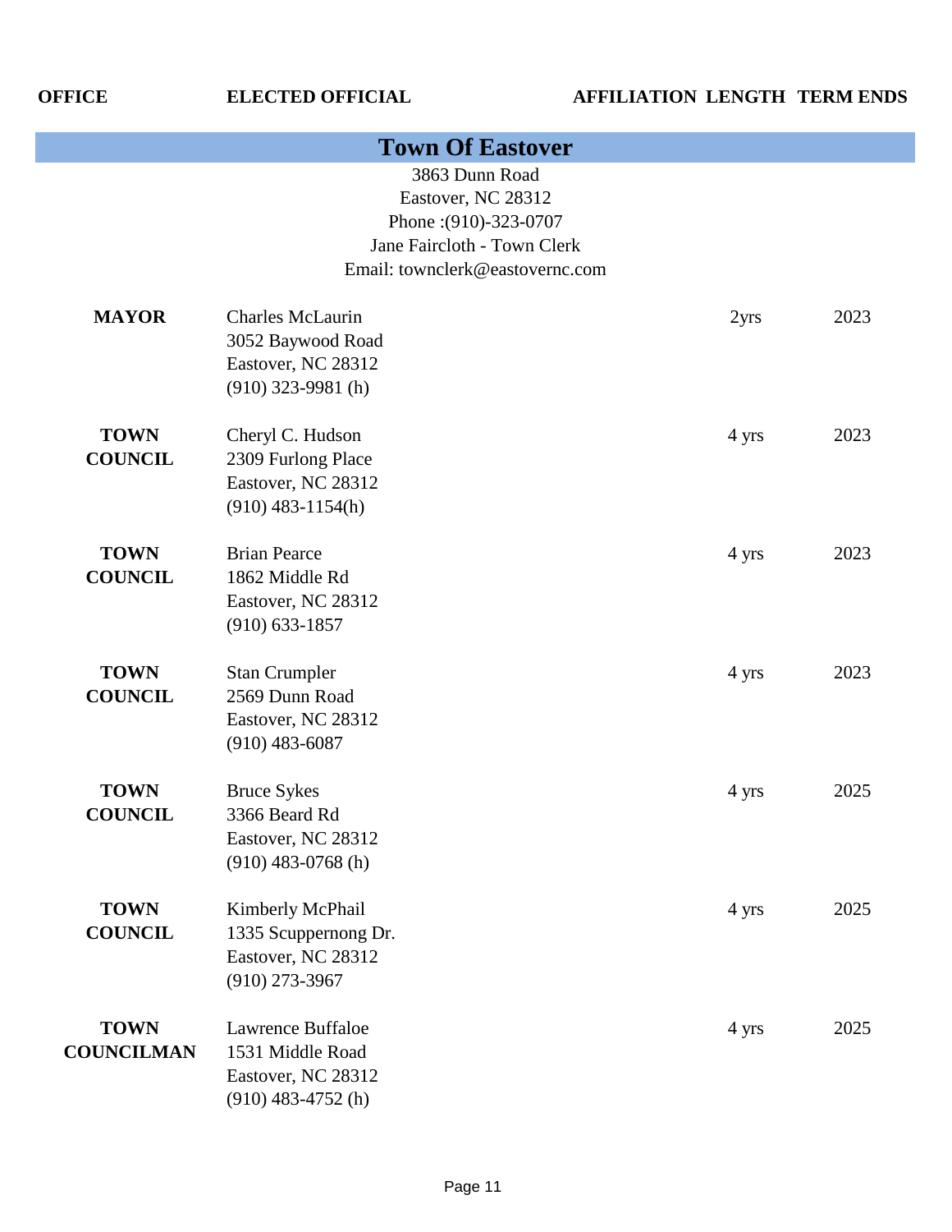| OFFICE | ELECTED OFFICIAL | AFFILIATION | LENGTH | TERM ENDS |
|---|---|---|---|---|

## Town Of Eastover

3863 Dunn Road
Eastover, NC 28312
Phone :(910)-323-0707
Jane Faircloth - Town Clerk
Email: townclerk@eastovernc.com

| OFFICE | ELECTED OFFICIAL | AFFILIATION | LENGTH | TERM ENDS |
|---|---|---|---|---|
| **MAYOR** | Charles McLaurin<br>3052 Baywood Road<br>Eastover, NC 28312<br>(910) 323-9981 (h) | | 2yrs | 2023 |
| **TOWN COUNCIL** | Cheryl C. Hudson<br>2309 Furlong Place<br>Eastover, NC 28312<br>(910) 483-1154(h) | | 4 yrs | 2023 |
| **TOWN COUNCIL** | Brian Pearce<br>1862 Middle Rd<br>Eastover, NC 28312<br>(910) 633-1857 | | 4 yrs | 2023 |
| **TOWN COUNCIL** | Stan Crumpler<br>2569 Dunn Road<br>Eastover, NC 28312<br>(910) 483-6087 | | 4 yrs | 2023 |
| **TOWN COUNCIL** | Bruce Sykes<br>3366 Beard Rd<br>Eastover, NC 28312<br>(910) 483-0768 (h) | | 4 yrs | 2025 |
| **TOWN COUNCIL** | Kimberly McPhail<br>1335 Scuppernong Dr.<br>Eastover, NC 28312<br>(910) 273-3967 | | 4 yrs | 2025 |
| **TOWN COUNCILMAN** | Lawrence Buffaloe<br>1531 Middle Road<br>Eastover, NC 28312<br>(910) 483-4752 (h) | | 4 yrs | 2025 |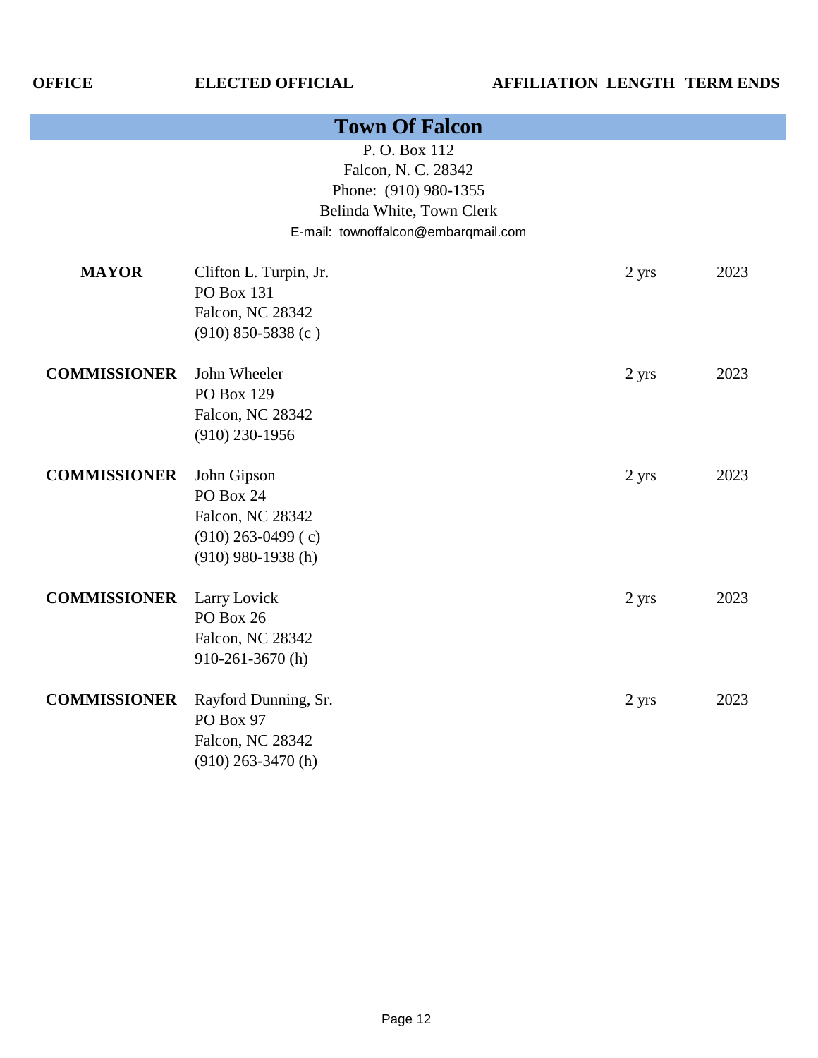| OFFICE | ELECTED OFFICIAL | AFFILIATION | LENGTH | TERM ENDS |
|---|---|---|---|---|

## Town Of Falcon

P. O. Box 112
Falcon, N. C. 28342
Phone: (910) 980-1355
Belinda White, Town Clerk
E-mail: townoffalcon@embarqmail.com

| OFFICE | ELECTED OFFICIAL | AFFILIATION | LENGTH | TERM ENDS |
|---|---|---|---|---|
| **MAYOR** | Clifton L. Turpin, Jr.<br>PO Box 131<br>Falcon, NC 28342<br>(910) 850-5838 (c ) | | 2 yrs | 2023 |
| **COMMISSIONER** | John Wheeler<br>PO Box 129<br>Falcon, NC 28342<br>(910) 230-1956 | | 2 yrs | 2023 |
| **COMMISSIONER** | John Gipson<br>PO Box 24<br>Falcon, NC 28342<br>(910) 263-0499 ( c)<br>(910) 980-1938 (h) | | 2 yrs | 2023 |
| **COMMISSIONER** | Larry Lovick<br>PO Box 26<br>Falcon, NC 28342<br>910-261-3670 (h) | | 2 yrs | 2023 |
| **COMMISSIONER** | Rayford Dunning, Sr.<br>PO Box 97<br>Falcon, NC 28342<br>(910) 263-3470 (h) | | 2 yrs | 2023 |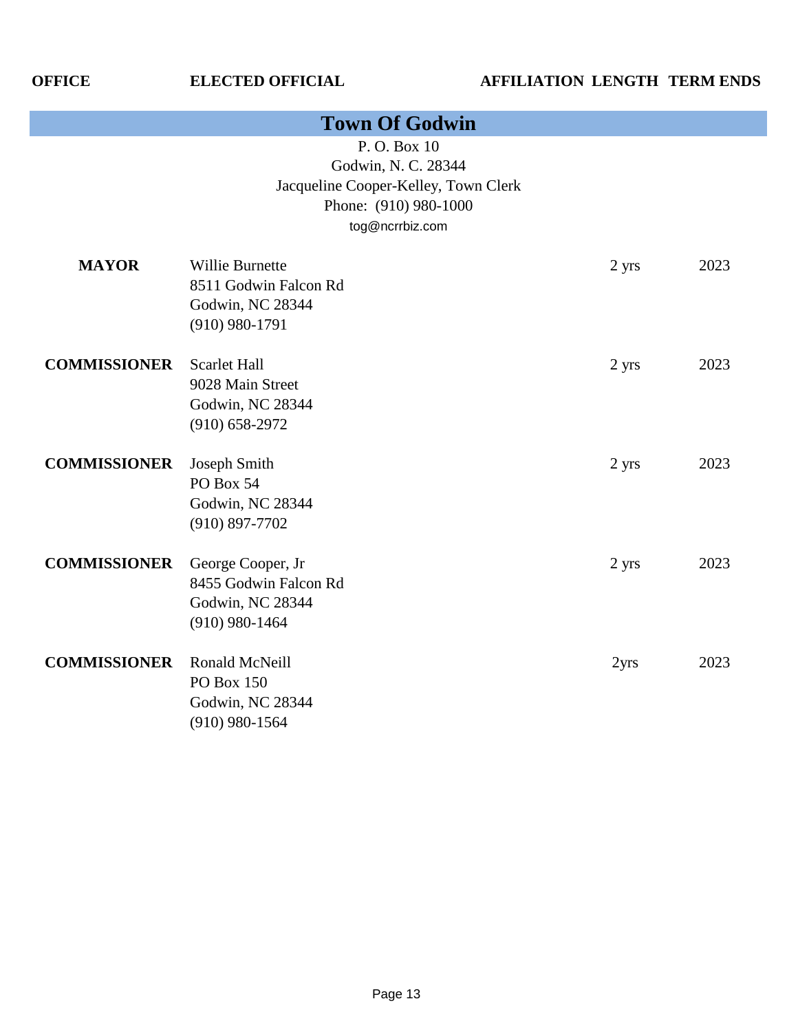| OFFICE | ELECTED OFFICIAL | AFFILIATION | LENGTH | TERM ENDS |
|---|---|---|---|---|

## Town Of Godwin

P. O. Box 10
Godwin, N. C. 28344
Jacqueline Cooper-Kelley, Town Clerk
Phone: (910) 980-1000
tog@ncrrbiz.com

| OFFICE | ELECTED OFFICIAL | AFFILIATION | LENGTH | TERM ENDS |
|---|---|---|---|---|
| **MAYOR** | Willie Burnette<br>8511 Godwin Falcon Rd<br>Godwin, NC 28344<br>(910) 980-1791 | | 2 yrs | 2023 |
| **COMMISSIONER** | Scarlet Hall<br>9028 Main Street<br>Godwin, NC 28344<br>(910) 658-2972 | | 2 yrs | 2023 |
| **COMMISSIONER** | Joseph Smith<br>PO Box 54<br>Godwin, NC 28344<br>(910) 897-7702 | | 2 yrs | 2023 |
| **COMMISSIONER** | George Cooper, Jr<br>8455 Godwin Falcon Rd<br>Godwin, NC 28344<br>(910) 980-1464 | | 2 yrs | 2023 |
| **COMMISSIONER** | Ronald McNeill<br>PO Box 150<br>Godwin, NC 28344<br>(910) 980-1564 | | 2yrs | 2023 |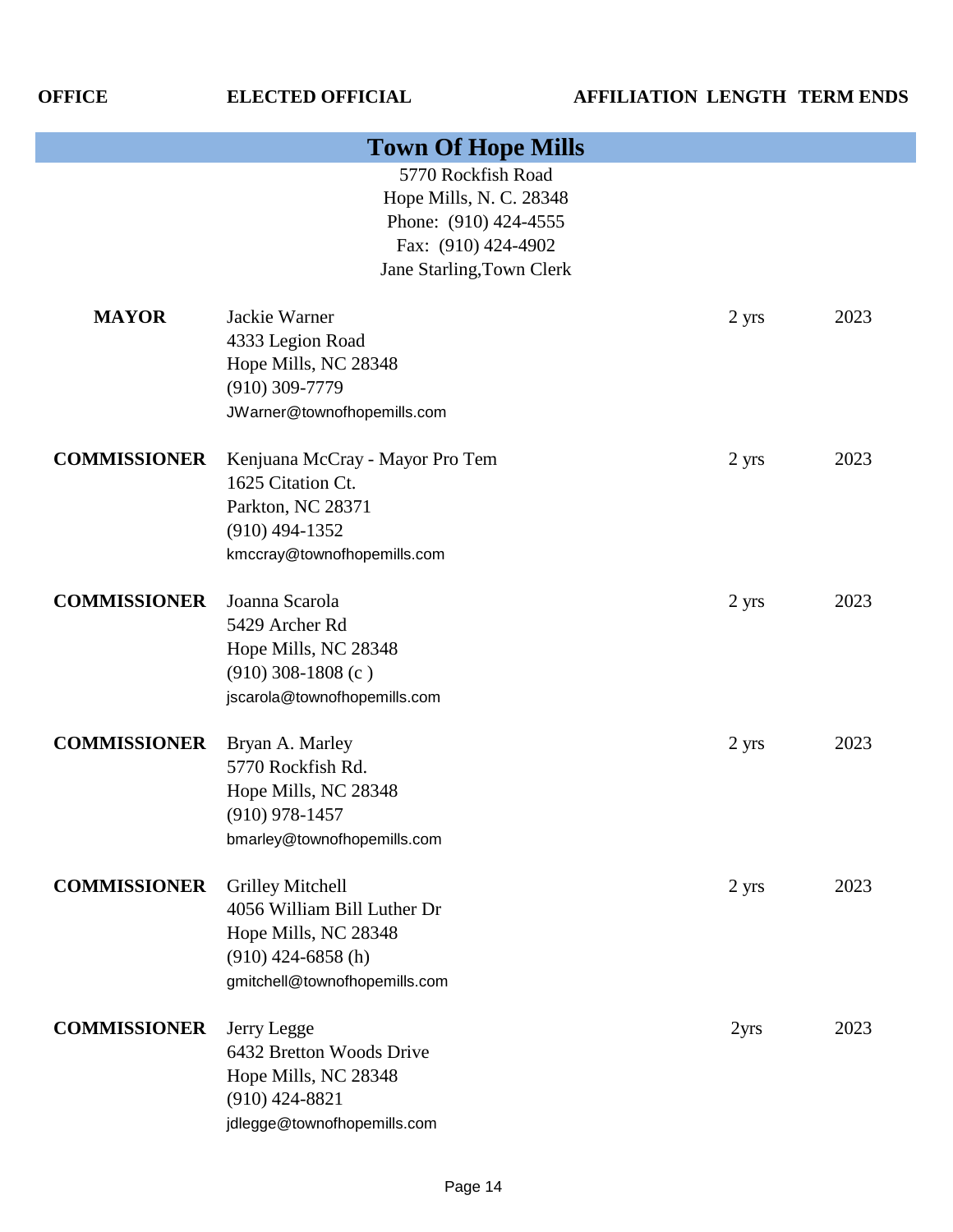| OFFICE | ELECTED OFFICIAL | AFFILIATION | LENGTH | TERM ENDS |
|---|---|---|---|---|

## Town Of Hope Mills

5770 Rockfish Road
Hope Mills, N. C. 28348
Phone: (910) 424-4555
Fax: (910) 424-4902
Jane Starling,Town Clerk

| OFFICE | ELECTED OFFICIAL | AFFILIATION | LENGTH | TERM ENDS |
|---|---|---|---|---|
| **MAYOR** | Jackie Warner<br>4333 Legion Road<br>Hope Mills, NC 28348<br>(910) 309-7779<br>JWarner@townofhopemills.com | | 2 yrs | 2023 |
| **COMMISSIONER** | Kenjuana McCray - Mayor Pro Tem<br>1625 Citation Ct.<br>Parkton, NC 28371<br>(910) 494-1352<br>kmccray@townofhopemills.com | | 2 yrs | 2023 |
| **COMMISSIONER** | Joanna Scarola<br>5429 Archer Rd<br>Hope Mills, NC 28348<br>(910) 308-1808 (c )<br>jscarola@townofhopemills.com | | 2 yrs | 2023 |
| **COMMISSIONER** | Bryan A. Marley<br>5770 Rockfish Rd.<br>Hope Mills, NC 28348<br>(910) 978-1457<br>bmarley@townofhopemills.com | | 2 yrs | 2023 |
| **COMMISSIONER** | Grilley Mitchell<br>4056 William Bill Luther Dr<br>Hope Mills, NC 28348<br>(910) 424-6858 (h)<br>gmitchell@townofhopemills.com | | 2 yrs | 2023 |
| **COMMISSIONER** | Jerry Legge<br>6432 Bretton Woods Drive<br>Hope Mills, NC 28348<br>(910) 424-8821<br>jdlegge@townofhopemills.com | | 2yrs | 2023 |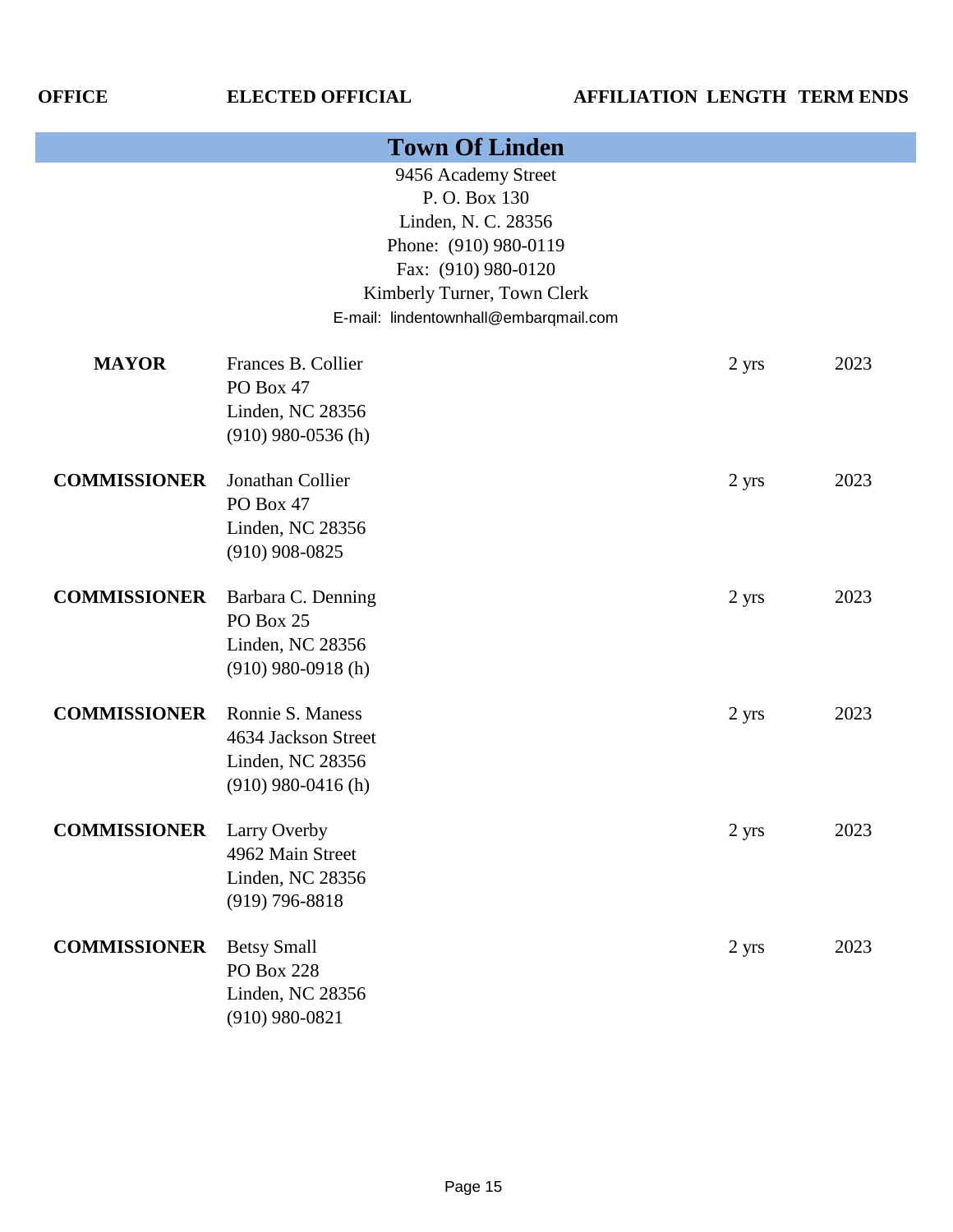| OFFICE | ELECTED OFFICIAL | AFFILIATION | LENGTH | TERM ENDS |
|---|---|---|---|---|

## Town Of Linden

9456 Academy Street
P. O. Box 130
Linden, N. C. 28356
Phone: (910) 980-0119
Fax: (910) 980-0120
Kimberly Turner, Town Clerk
E-mail: lindentownhall@embarqmail.com

| OFFICE | ELECTED OFFICIAL | AFFILIATION | LENGTH | TERM ENDS |
|---|---|---|---|---|
| **MAYOR** | Frances B. Collier<br>PO Box 47<br>Linden, NC 28356<br>(910) 980-0536 (h) | | 2 yrs | 2023 |
| **COMMISSIONER** | Jonathan Collier<br>PO Box 47<br>Linden, NC 28356<br>(910) 908-0825 | | 2 yrs | 2023 |
| **COMMISSIONER** | Barbara C. Denning<br>PO Box 25<br>Linden, NC 28356<br>(910) 980-0918 (h) | | 2 yrs | 2023 |
| **COMMISSIONER** | Ronnie S. Maness<br>4634 Jackson Street<br>Linden, NC 28356<br>(910) 980-0416 (h) | | 2 yrs | 2023 |
| **COMMISSIONER** | Larry Overby<br>4962 Main Street<br>Linden, NC 28356<br>(919) 796-8818 | | 2 yrs | 2023 |
| **COMMISSIONER** | Betsy Small<br>PO Box 228<br>Linden, NC 28356<br>(910) 980-0821 | | 2 yrs | 2023 |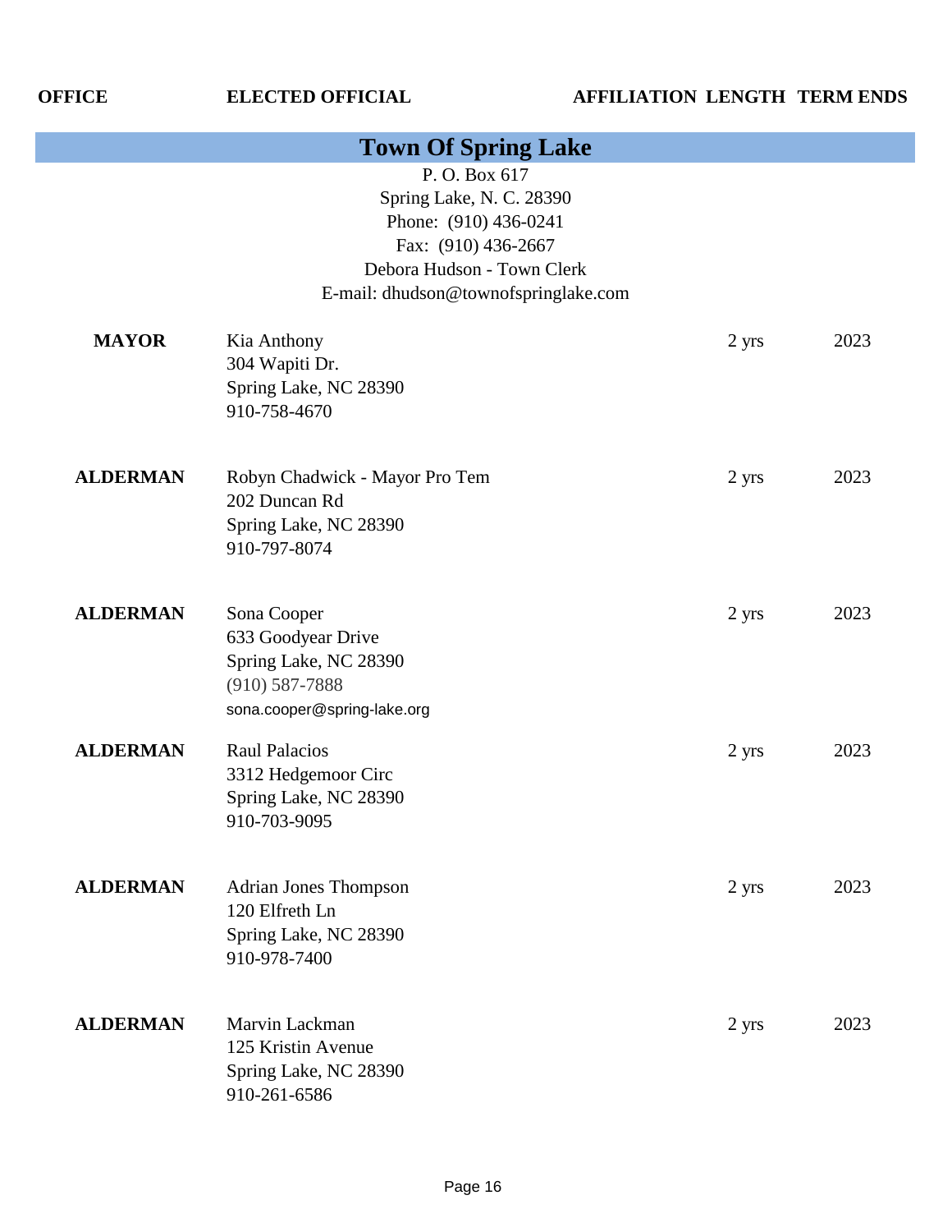| OFFICE | ELECTED OFFICIAL | AFFILIATION | LENGTH | TERM ENDS |
|---|---|---|---|---|

## Town Of Spring Lake

P. O. Box 617
Spring Lake, N. C. 28390
Phone: (910) 436-0241
Fax: (910) 436-2667
Debora Hudson - Town Clerk
E-mail: dhudson@townofspringlake.com

| OFFICE | ELECTED OFFICIAL | AFFILIATION | LENGTH | TERM ENDS |
|---|---|---|---|---|
| **MAYOR** | Kia Anthony<br>304 Wapiti Dr.<br>Spring Lake, NC 28390<br>910-758-4670 | | 2 yrs | 2023 |
| **ALDERMAN** | Robyn Chadwick - Mayor Pro Tem<br>202 Duncan Rd<br>Spring Lake, NC 28390<br>910-797-8074 | | 2 yrs | 2023 |
| **ALDERMAN** | Sona Cooper<br>633 Goodyear Drive<br>Spring Lake, NC 28390<br>(910) 587-7888<br>sona.cooper@spring-lake.org | | 2 yrs | 2023 |
| **ALDERMAN** | Raul Palacios<br>3312 Hedgemoor Circ<br>Spring Lake, NC 28390<br>910-703-9095 | | 2 yrs | 2023 |
| **ALDERMAN** | Adrian Jones Thompson<br>120 Elfreth Ln<br>Spring Lake, NC 28390<br>910-978-7400 | | 2 yrs | 2023 |
| **ALDERMAN** | Marvin Lackman<br>125 Kristin Avenue<br>Spring Lake, NC 28390<br>910-261-6586 | | 2 yrs | 2023 |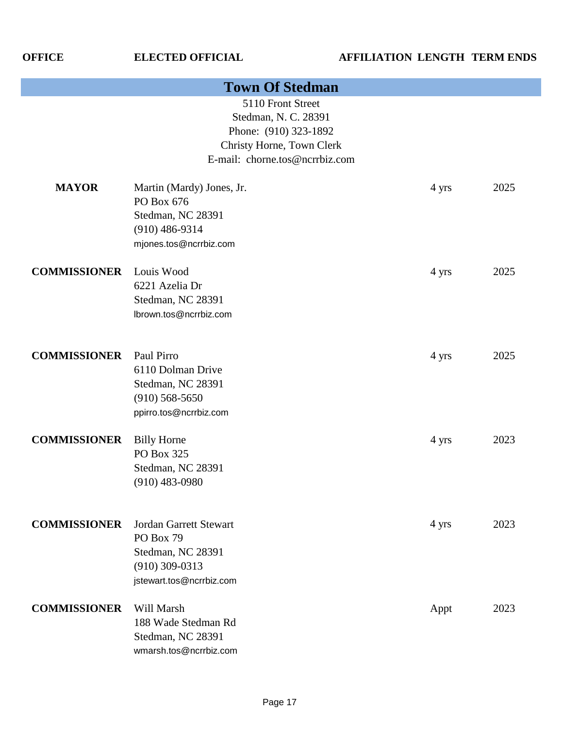| OFFICE | ELECTED OFFICIAL | AFFILIATION | LENGTH | TERM ENDS |
|---|---|---|---|---|

## Town Of Stedman

5110 Front Street
Stedman, N. C. 28391
Phone: (910) 323-1892
Christy Horne, Town Clerk
E-mail: chorne.tos@ncrrbiz.com

| OFFICE | ELECTED OFFICIAL | AFFILIATION | LENGTH | TERM ENDS |
|---|---|---|---|---|
| **MAYOR** | Martin (Mardy) Jones, Jr.<br>PO Box 676<br>Stedman, NC 28391<br>(910) 486-9314<br>mjones.tos@ncrrbiz.com | | 4 yrs | 2025 |
| **COMMISSIONER** | Louis Wood<br>6221 Azelia Dr<br>Stedman, NC 28391<br>lbrown.tos@ncrrbiz.com | | 4 yrs | 2025 |
| **COMMISSIONER** | Paul Pirro<br>6110 Dolman Drive<br>Stedman, NC 28391<br>(910) 568-5650<br>ppirro.tos@ncrrbiz.com | | 4 yrs | 2025 |
| **COMMISSIONER** | Billy Horne<br>PO Box 325<br>Stedman, NC 28391<br>(910) 483-0980 | | 4 yrs | 2023 |
| **COMMISSIONER** | Jordan Garrett Stewart<br>PO Box 79<br>Stedman, NC 28391<br>(910) 309-0313<br>jstewart.tos@ncrrbiz.com | | 4 yrs | 2023 |
| **COMMISSIONER** | Will Marsh<br>188 Wade Stedman Rd<br>Stedman, NC 28391<br>wmarsh.tos@ncrrbiz.com | | Appt | 2023 |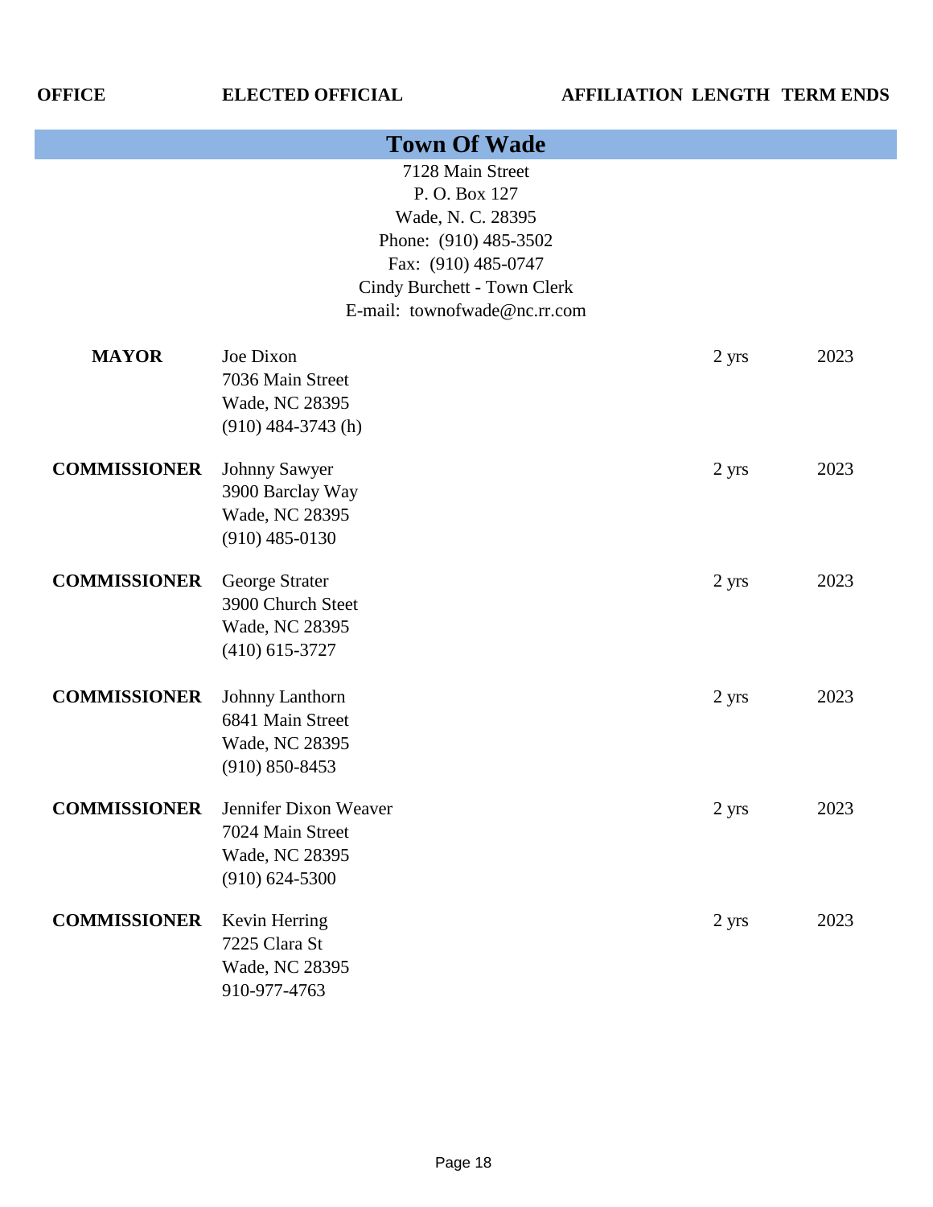| OFFICE | ELECTED OFFICIAL | AFFILIATION | LENGTH | TERM ENDS |
|---|---|---|---|---|

## Town Of Wade

7128 Main Street
P. O. Box 127
Wade, N. C. 28395
Phone: (910) 485-3502
Fax: (910) 485-0747
Cindy Burchett - Town Clerk
E-mail: townofwade@nc.rr.com

| OFFICE | ELECTED OFFICIAL | AFFILIATION | LENGTH | TERM ENDS |
|---|---|---|---|---|
| **MAYOR** | Joe Dixon<br>7036 Main Street<br>Wade, NC 28395<br>(910) 484-3743 (h) | | 2 yrs | 2023 |
| **COMMISSIONER** | Johnny Sawyer<br>3900 Barclay Way<br>Wade, NC 28395<br>(910) 485-0130 | | 2 yrs | 2023 |
| **COMMISSIONER** | George Strater<br>3900 Church Steet<br>Wade, NC 28395<br>(410) 615-3727 | | 2 yrs | 2023 |
| **COMMISSIONER** | Johnny Lanthorn<br>6841 Main Street<br>Wade, NC 28395<br>(910) 850-8453 | | 2 yrs | 2023 |
| **COMMISSIONER** | Jennifer Dixon Weaver<br>7024 Main Street<br>Wade, NC 28395<br>(910) 624-5300 | | 2 yrs | 2023 |
| **COMMISSIONER** | Kevin Herring<br>7225 Clara St<br>Wade, NC 28395<br>910-977-4763 | | 2 yrs | 2023 |